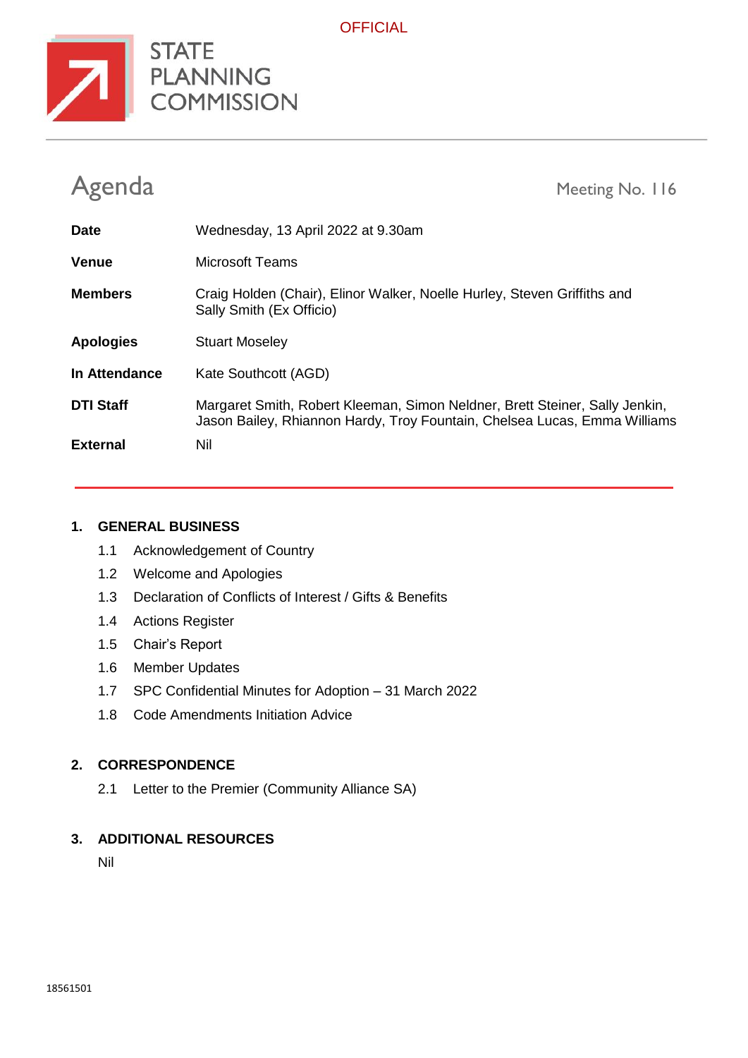OFFICIAL

STATE PLANNING COMMISSION

# Agenda

Meeting No. 116

| | |
|---|---|
| **Date** | Wednesday, 13 April 2022 at 9.30am |
| **Venue** | Microsoft Teams |
| **Members** | Craig Holden (Chair), Elinor Walker, Noelle Hurley, Steven Griffiths and Sally Smith (Ex Officio) |
| **Apologies** | Stuart Moseley |
| **In Attendance** | Kate Southcott (AGD) |
| **DTI Staff** | Margaret Smith, Robert Kleeman, Simon Neldner, Brett Steiner, Sally Jenkin, Jason Bailey, Rhiannon Hardy, Troy Fountain, Chelsea Lucas, Emma Williams |
| **External** | Nil |

## 1. GENERAL BUSINESS

1.1 Acknowledgement of Country

1.2 Welcome and Apologies

1.3 Declaration of Conflicts of Interest / Gifts & Benefits

1.4 Actions Register

1.5 Chair's Report

1.6 Member Updates

1.7 SPC Confidential Minutes for Adoption – 31 March 2022

1.8 Code Amendments Initiation Advice

## 2. CORRESPONDENCE

2.1 Letter to the Premier (Community Alliance SA)

## 3. ADDITIONAL RESOURCES

Nil

18561501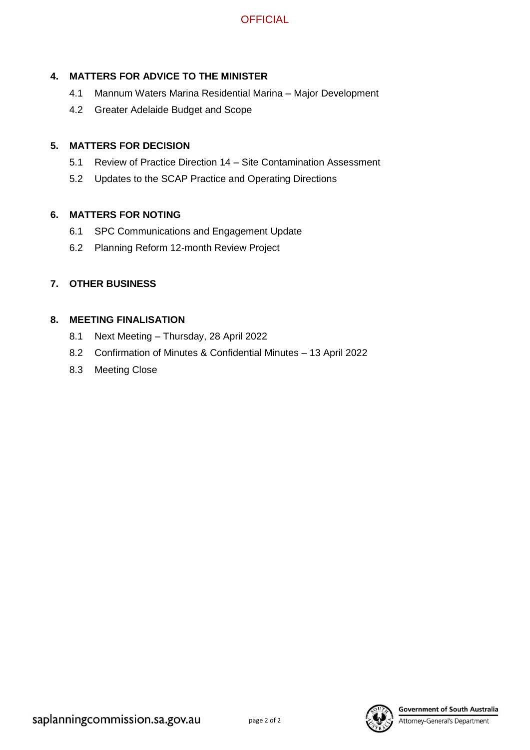## 4. MATTERS FOR ADVICE TO THE MINISTER

4.1 Mannum Waters Marina Residential Marina – Major Development

4.2 Greater Adelaide Budget and Scope

## 5. MATTERS FOR DECISION

5.1 Review of Practice Direction 14 – Site Contamination Assessment

5.2 Updates to the SCAP Practice and Operating Directions

## 6. MATTERS FOR NOTING

6.1 SPC Communications and Engagement Update

6.2 Planning Reform 12-month Review Project

## 7. OTHER BUSINESS

## 8. MEETING FINALISATION

8.1 Next Meeting – Thursday, 28 April 2022

8.2 Confirmation of Minutes & Confidential Minutes – 13 April 2022

8.3 Meeting Close